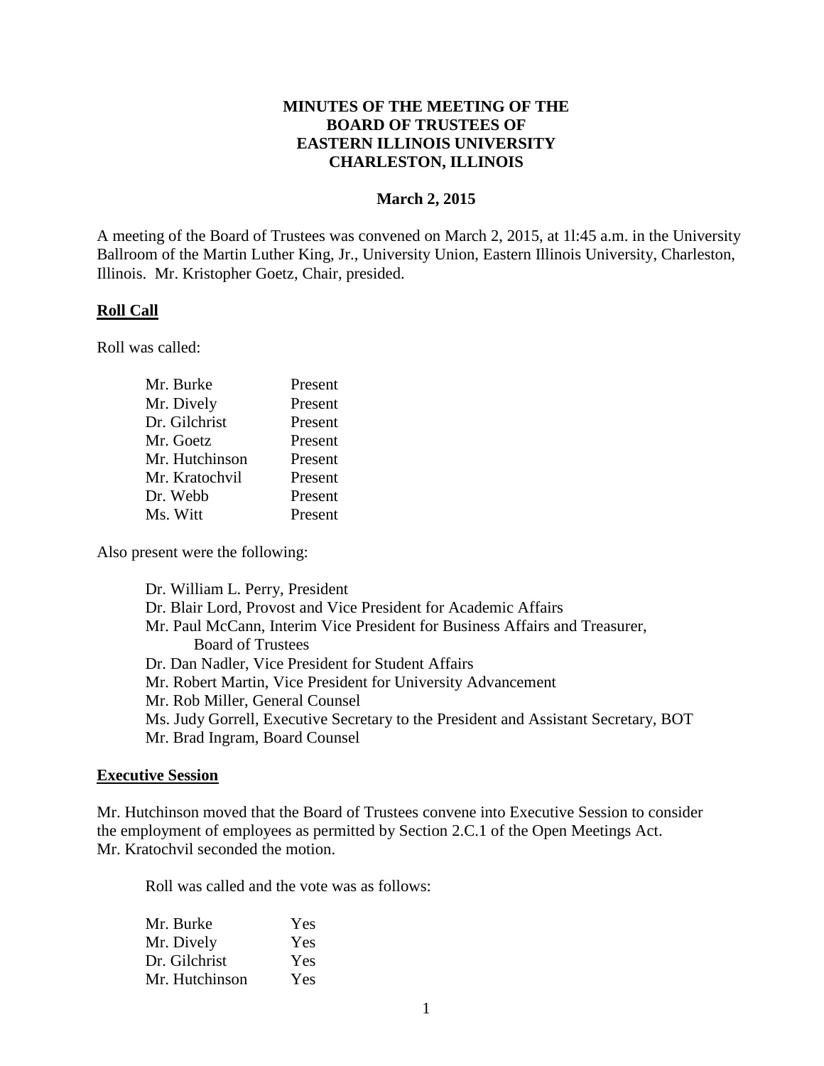**MINUTES OF THE MEETING OF THE**
**BOARD OF TRUSTEES OF**
**EASTERN ILLINOIS UNIVERSITY**
**CHARLESTON, ILLINOIS**

**March 2, 2015**

A meeting of the Board of Trustees was convened on March 2, 2015, at 1l:45 a.m. in the University Ballroom of the Martin Luther King, Jr., University Union, Eastern Illinois University, Charleston, Illinois. Mr. Kristopher Goetz, Chair, presided.

**Roll Call**

Roll was called:

| | |
|---|---|
| Mr. Burke | Present |
| Mr. Dively | Present |
| Dr. Gilchrist | Present |
| Mr. Goetz | Present |
| Mr. Hutchinson | Present |
| Mr. Kratochvil | Present |
| Dr. Webb | Present |
| Ms. Witt | Present |

Also present were the following:

Dr. William L. Perry, President
Dr. Blair Lord, Provost and Vice President for Academic Affairs
Mr. Paul McCann, Interim Vice President for Business Affairs and Treasurer, Board of Trustees
Dr. Dan Nadler, Vice President for Student Affairs
Mr. Robert Martin, Vice President for University Advancement
Mr. Rob Miller, General Counsel
Ms. Judy Gorrell, Executive Secretary to the President and Assistant Secretary, BOT
Mr. Brad Ingram, Board Counsel

**Executive Session**

Mr. Hutchinson moved that the Board of Trustees convene into Executive Session to consider the employment of employees as permitted by Section 2.C.1 of the Open Meetings Act. Mr. Kratochvil seconded the motion.

Roll was called and the vote was as follows:

| | |
|---|---|
| Mr. Burke | Yes |
| Mr. Dively | Yes |
| Dr. Gilchrist | Yes |
| Mr. Hutchinson | Yes |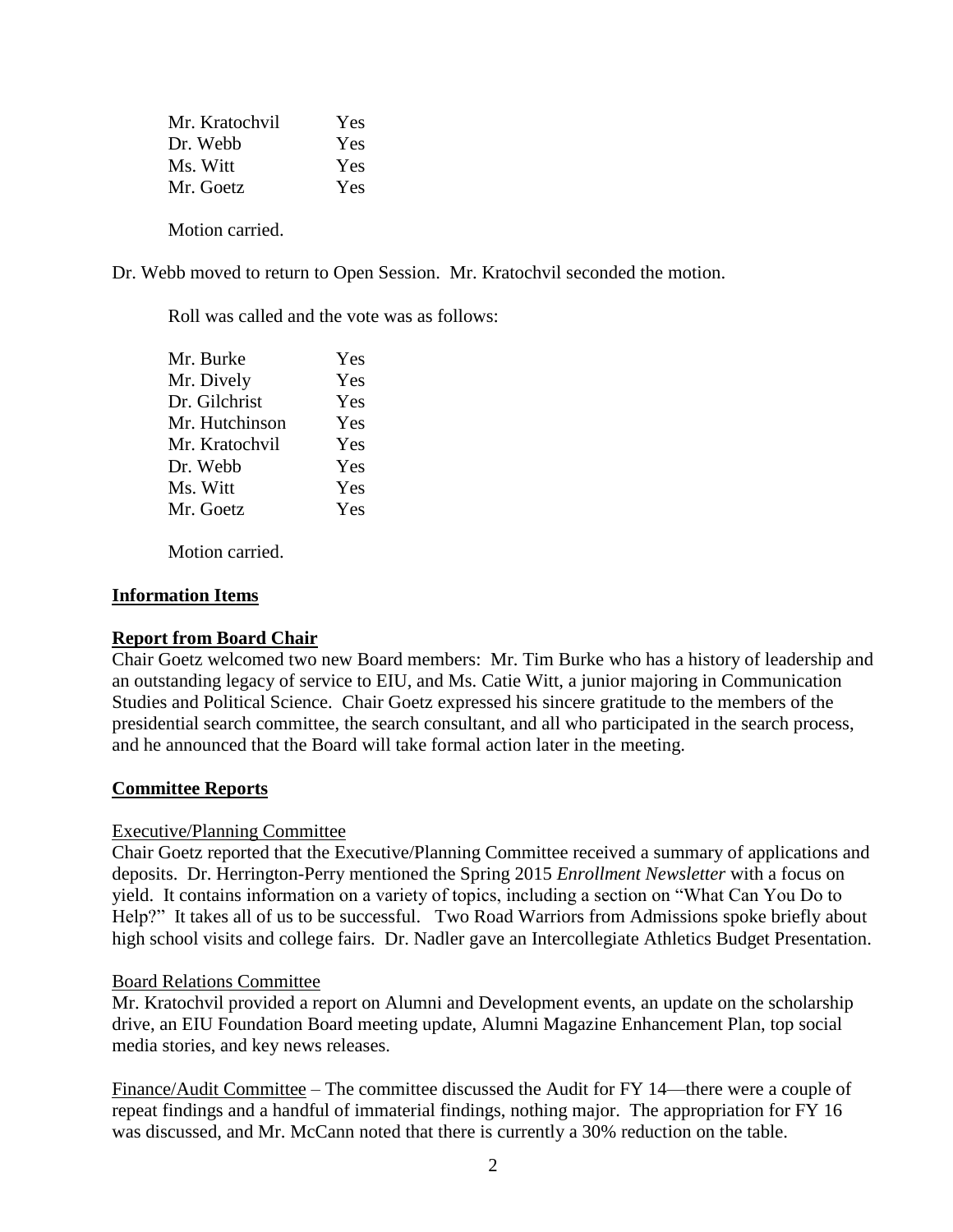| | |
|---|---|
| Mr. Kratochvil | Yes |
| Dr. Webb | Yes |
| Ms. Witt | Yes |
| Mr. Goetz | Yes |

Motion carried.

Dr. Webb moved to return to Open Session. Mr. Kratochvil seconded the motion.

Roll was called and the vote was as follows:

| | |
|---|---|
| Mr. Burke | Yes |
| Mr. Dively | Yes |
| Dr. Gilchrist | Yes |
| Mr. Hutchinson | Yes |
| Mr. Kratochvil | Yes |
| Dr. Webb | Yes |
| Ms. Witt | Yes |
| Mr. Goetz | Yes |

Motion carried.

**Information Items**

**Report from Board Chair**

Chair Goetz welcomed two new Board members: Mr. Tim Burke who has a history of leadership and an outstanding legacy of service to EIU, and Ms. Catie Witt, a junior majoring in Communication Studies and Political Science. Chair Goetz expressed his sincere gratitude to the members of the presidential search committee, the search consultant, and all who participated in the search process, and he announced that the Board will take formal action later in the meeting.

**Committee Reports**

Executive/Planning Committee

Chair Goetz reported that the Executive/Planning Committee received a summary of applications and deposits. Dr. Herrington-Perry mentioned the Spring 2015 *Enrollment Newsletter* with a focus on yield. It contains information on a variety of topics, including a section on "What Can You Do to Help?" It takes all of us to be successful. Two Road Warriors from Admissions spoke briefly about high school visits and college fairs. Dr. Nadler gave an Intercollegiate Athletics Budget Presentation.

Board Relations Committee

Mr. Kratochvil provided a report on Alumni and Development events, an update on the scholarship drive, an EIU Foundation Board meeting update, Alumni Magazine Enhancement Plan, top social media stories, and key news releases.

Finance/Audit Committee – The committee discussed the Audit for FY 14—there were a couple of repeat findings and a handful of immaterial findings, nothing major. The appropriation for FY 16 was discussed, and Mr. McCann noted that there is currently a 30% reduction on the table.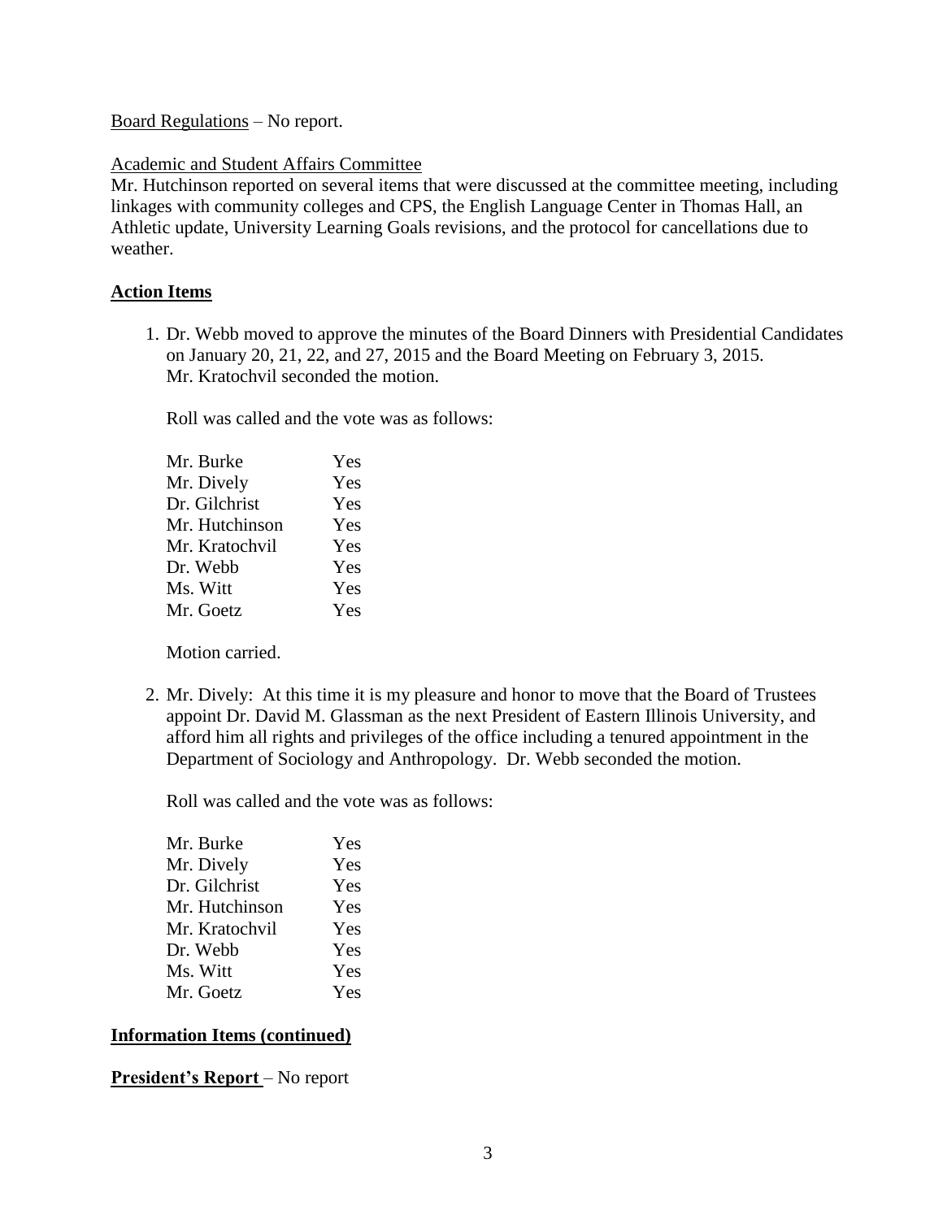Board Regulations – No report.

Academic and Student Affairs Committee

Mr. Hutchinson reported on several items that were discussed at the committee meeting, including linkages with community colleges and CPS, the English Language Center in Thomas Hall, an Athletic update, University Learning Goals revisions, and the protocol for cancellations due to weather.

**Action Items**

1. Dr. Webb moved to approve the minutes of the Board Dinners with Presidential Candidates on January 20, 21, 22, and 27, 2015 and the Board Meeting on February 3, 2015. Mr. Kratochvil seconded the motion.

   Roll was called and the vote was as follows:

   | | |
   |---|---|
   | Mr. Burke | Yes |
   | Mr. Dively | Yes |
   | Dr. Gilchrist | Yes |
   | Mr. Hutchinson | Yes |
   | Mr. Kratochvil | Yes |
   | Dr. Webb | Yes |
   | Ms. Witt | Yes |
   | Mr. Goetz | Yes |

   Motion carried.

2. Mr. Dively: At this time it is my pleasure and honor to move that the Board of Trustees appoint Dr. David M. Glassman as the next President of Eastern Illinois University, and afford him all rights and privileges of the office including a tenured appointment in the Department of Sociology and Anthropology. Dr. Webb seconded the motion.

   Roll was called and the vote was as follows:

   | | |
   |---|---|
   | Mr. Burke | Yes |
   | Mr. Dively | Yes |
   | Dr. Gilchrist | Yes |
   | Mr. Hutchinson | Yes |
   | Mr. Kratochvil | Yes |
   | Dr. Webb | Yes |
   | Ms. Witt | Yes |
   | Mr. Goetz | Yes |

**Information Items (continued)**

**President's Report** – No report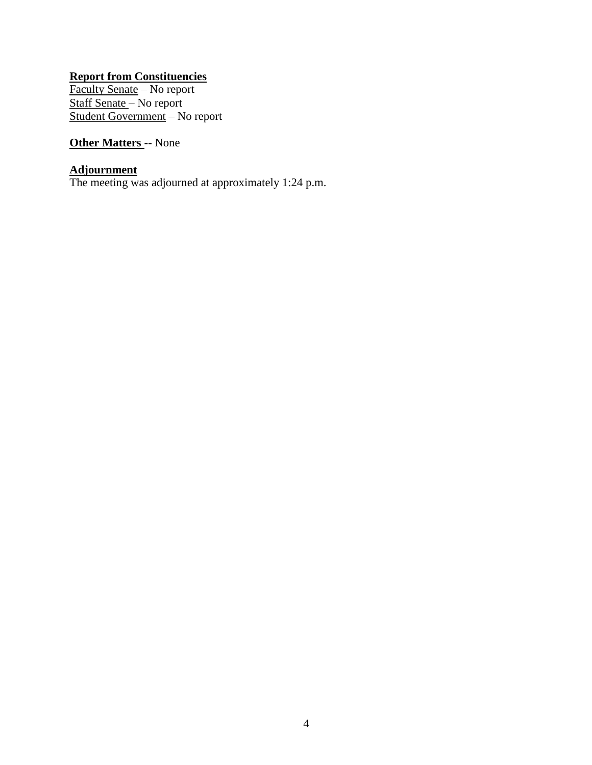**Report from Constituencies**

Faculty Senate – No report
Staff Senate – No report
Student Government – No report

**Other Matters --** None

**Adjournment**

The meeting was adjourned at approximately 1:24 p.m.